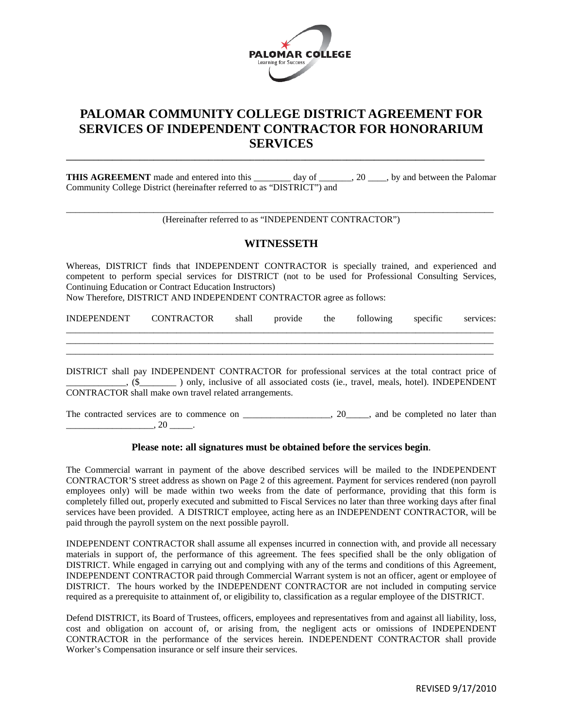# PALOMAR COMMUNITY COLLEGE DISTRICT AGREEMENT FOR SERVICES OF INDEPENDENT CONTRACTOR FOR HONORARIUM SERVICES

**THIS AGREEMENT** made and entered into this ________ day of _______, 20 ____, by and between the Palomar Community College District (hereinafter referred to as "DISTRICT") and

_______________________________________________________________________________________

(Hereinafter referred to as "INDEPENDENT CONTRACTOR")

## WITNESSETH

Whereas, DISTRICT finds that INDEPENDENT CONTRACTOR is specially trained, and experienced and competent to perform special services for DISTRICT (not to be used for Professional Consulting Services, Continuing Education or Contract Education Instructors)

Now Therefore, DISTRICT AND INDEPENDENT CONTRACTOR agree as follows:

INDEPENDENT CONTRACTOR shall provide the following specific services: _______________________________________________________________________________________
_______________________________________________________________________________________
_______________________________________________________________________________________

DISTRICT shall pay INDEPENDENT CONTRACTOR for professional services at the total contract price of _____________, ($________ ) only, inclusive of all associated costs (ie., travel, meals, hotel). INDEPENDENT CONTRACTOR shall make own travel related arrangements.

The contracted services are to commence on ___________________, 20_____, and be completed no later than ___________________, 20 _____.

**Please note: all signatures must be obtained before the services begin**.

The Commercial warrant in payment of the above described services will be mailed to the INDEPENDENT CONTRACTOR'S street address as shown on Page 2 of this agreement. Payment for services rendered (non payroll employees only) will be made within two weeks from the date of performance, providing that this form is completely filled out, properly executed and submitted to Fiscal Services no later than three working days after final services have been provided. A DISTRICT employee, acting here as an INDEPENDENT CONTRACTOR, will be paid through the payroll system on the next possible payroll.

INDEPENDENT CONTRACTOR shall assume all expenses incurred in connection with, and provide all necessary materials in support of, the performance of this agreement. The fees specified shall be the only obligation of DISTRICT. While engaged in carrying out and complying with any of the terms and conditions of this Agreement, INDEPENDENT CONTRACTOR paid through Commercial Warrant system is not an officer, agent or employee of DISTRICT. The hours worked by the INDEPENDENT CONTRACTOR are not included in computing service required as a prerequisite to attainment of, or eligibility to, classification as a regular employee of the DISTRICT.

Defend DISTRICT, its Board of Trustees, officers, employees and representatives from and against all liability, loss, cost and obligation on account of, or arising from, the negligent acts or omissions of INDEPENDENT CONTRACTOR in the performance of the services herein. INDEPENDENT CONTRACTOR shall provide Worker's Compensation insurance or self insure their services.

REVISED 9/17/2010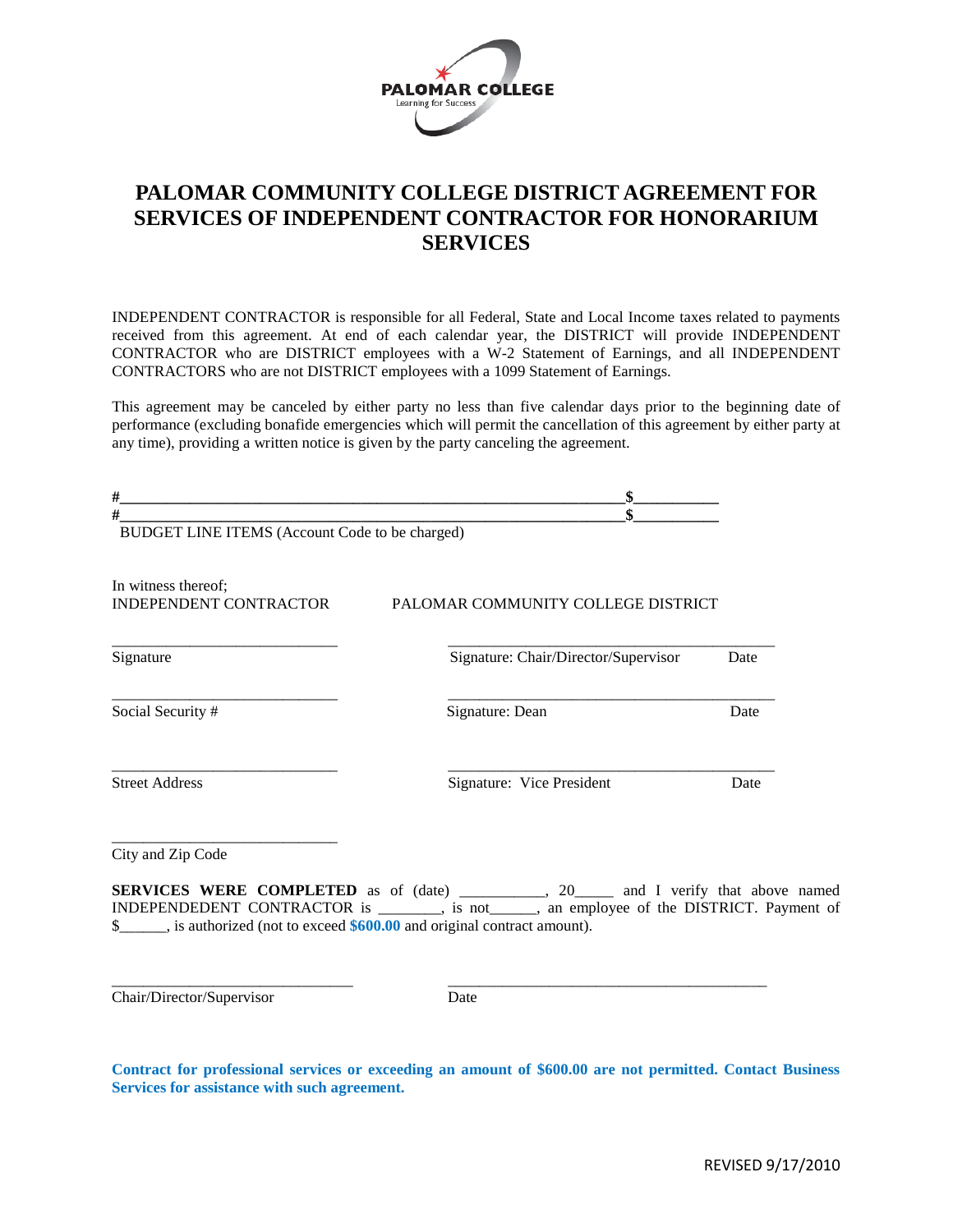PALOMAR COLLEGE
Learning for Success

# PALOMAR COMMUNITY COLLEGE DISTRICT AGREEMENT FOR SERVICES OF INDEPENDENT CONTRACTOR FOR HONORARIUM SERVICES

INDEPENDENT CONTRACTOR is responsible for all Federal, State and Local Income taxes related to payments received from this agreement. At end of each calendar year, the DISTRICT will provide INDEPENDENT CONTRACTOR who are DISTRICT employees with a W-2 Statement of Earnings, and all INDEPENDENT CONTRACTORS who are not DISTRICT employees with a 1099 Statement of Earnings.

This agreement may be canceled by either party no less than five calendar days prior to the beginning date of performance (excluding bonafide emergencies which will permit the cancellation of this agreement by either party at any time), providing a written notice is given by the party canceling the agreement.

#_______________________________________________________________$__________
#_______________________________________________________________$__________
BUDGET LINE ITEMS (Account Code to be charged)

In witness thereof;

| INDEPENDENT CONTRACTOR | PALOMAR COMMUNITY COLLEGE DISTRICT | |
|---|---|---|
| Signature | Signature: Chair/Director/Supervisor | Date |
| Social Security # | Signature: Dean | Date |
| Street Address | Signature: Vice President | Date |
| City and Zip Code | | |

**SERVICES WERE COMPLETED** as of (date) ___________, 20_____ and I verify that above named INDEPENDEDENT CONTRACTOR is ________, is not______, an employee of the DISTRICT. Payment of $______, is authorized (not to exceed **$600.00** and original contract amount).

_______________________________ _______________________________
Chair/Director/Supervisor Date

**Contract for professional services or exceeding an amount of $600.00 are not permitted. Contact Business Services for assistance with such agreement.**

REVISED 9/17/2010